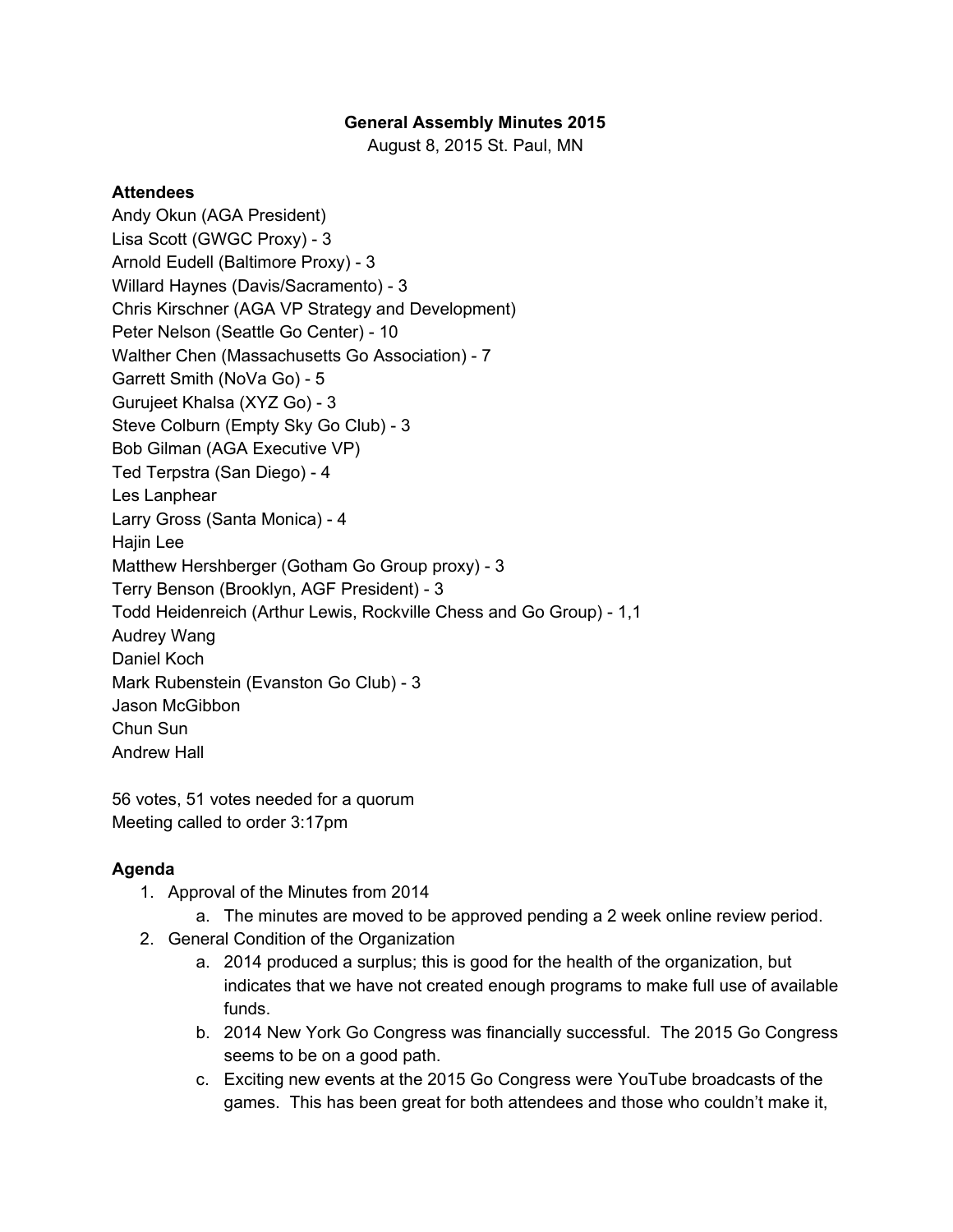**General Assembly Minutes 2015**

August 8, 2015 St. Paul, MN

**Attendees**

Andy Okun (AGA President)
Lisa Scott (GWGC Proxy) - 3
Arnold Eudell (Baltimore Proxy) - 3
Willard Haynes (Davis/Sacramento) - 3
Chris Kirschner (AGA VP Strategy and Development)
Peter Nelson (Seattle Go Center) - 10
Walther Chen (Massachusetts Go Association) - 7
Garrett Smith (NoVa Go) - 5
Gurujeet Khalsa (XYZ Go) - 3
Steve Colburn (Empty Sky Go Club) - 3
Bob Gilman (AGA Executive VP)
Ted Terpstra (San Diego) - 4
Les Lanphear
Larry Gross (Santa Monica) - 4
Hajin Lee
Matthew Hershberger (Gotham Go Group proxy) - 3
Terry Benson (Brooklyn, AGF President) - 3
Todd Heidenreich (Arthur Lewis, Rockville Chess and Go Group) - 1,1
Audrey Wang
Daniel Koch
Mark Rubenstein (Evanston Go Club) - 3
Jason McGibbon
Chun Sun
Andrew Hall

56 votes, 51 votes needed for a quorum
Meeting called to order 3:17pm

**Agenda**

1. Approval of the Minutes from 2014
   a. The minutes are moved to be approved pending a 2 week online review period.
2. General Condition of the Organization
   a. 2014 produced a surplus; this is good for the health of the organization, but indicates that we have not created enough programs to make full use of available funds.
   b. 2014 New York Go Congress was financially successful. The 2015 Go Congress seems to be on a good path.
   c. Exciting new events at the 2015 Go Congress were YouTube broadcasts of the games. This has been great for both attendees and those who couldn't make it,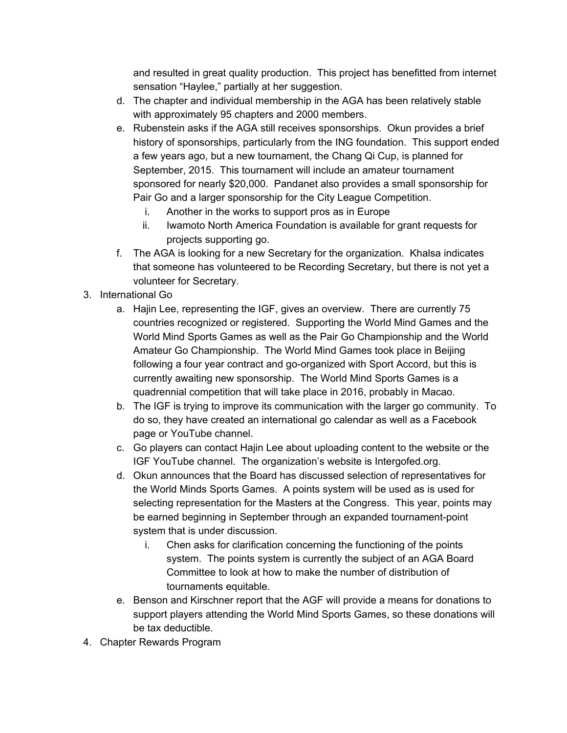and resulted in great quality production. This project has benefitted from internet sensation "Haylee," partially at her suggestion.

   d. The chapter and individual membership in the AGA has been relatively stable with approximately 95 chapters and 2000 members.
   e. Rubenstein asks if the AGA still receives sponsorships. Okun provides a brief history of sponsorships, particularly from the ING foundation. This support ended a few years ago, but a new tournament, the Chang Qi Cup, is planned for September, 2015. This tournament will include an amateur tournament sponsored for nearly $20,000. Pandanet also provides a small sponsorship for Pair Go and a larger sponsorship for the City League Competition.
      i. Another in the works to support pros as in Europe
      ii. Iwamoto North America Foundation is available for grant requests for projects supporting go.
   f. The AGA is looking for a new Secretary for the organization. Khalsa indicates that someone has volunteered to be Recording Secretary, but there is not yet a volunteer for Secretary.
3. International Go
   a. Hajin Lee, representing the IGF, gives an overview. There are currently 75 countries recognized or registered. Supporting the World Mind Games and the World Mind Sports Games as well as the Pair Go Championship and the World Amateur Go Championship. The World Mind Games took place in Beijing following a four year contract and go-organized with Sport Accord, but this is currently awaiting new sponsorship. The World Mind Sports Games is a quadrennial competition that will take place in 2016, probably in Macao.
   b. The IGF is trying to improve its communication with the larger go community. To do so, they have created an international go calendar as well as a Facebook page or YouTube channel.
   c. Go players can contact Hajin Lee about uploading content to the website or the IGF YouTube channel. The organization's website is Intergofed.org.
   d. Okun announces that the Board has discussed selection of representatives for the World Minds Sports Games. A points system will be used as is used for selecting representation for the Masters at the Congress. This year, points may be earned beginning in September through an expanded tournament-point system that is under discussion.
      i. Chen asks for clarification concerning the functioning of the points system. The points system is currently the subject of an AGA Board Committee to look at how to make the number of distribution of tournaments equitable.
   e. Benson and Kirschner report that the AGF will provide a means for donations to support players attending the World Mind Sports Games, so these donations will be tax deductible.
4. Chapter Rewards Program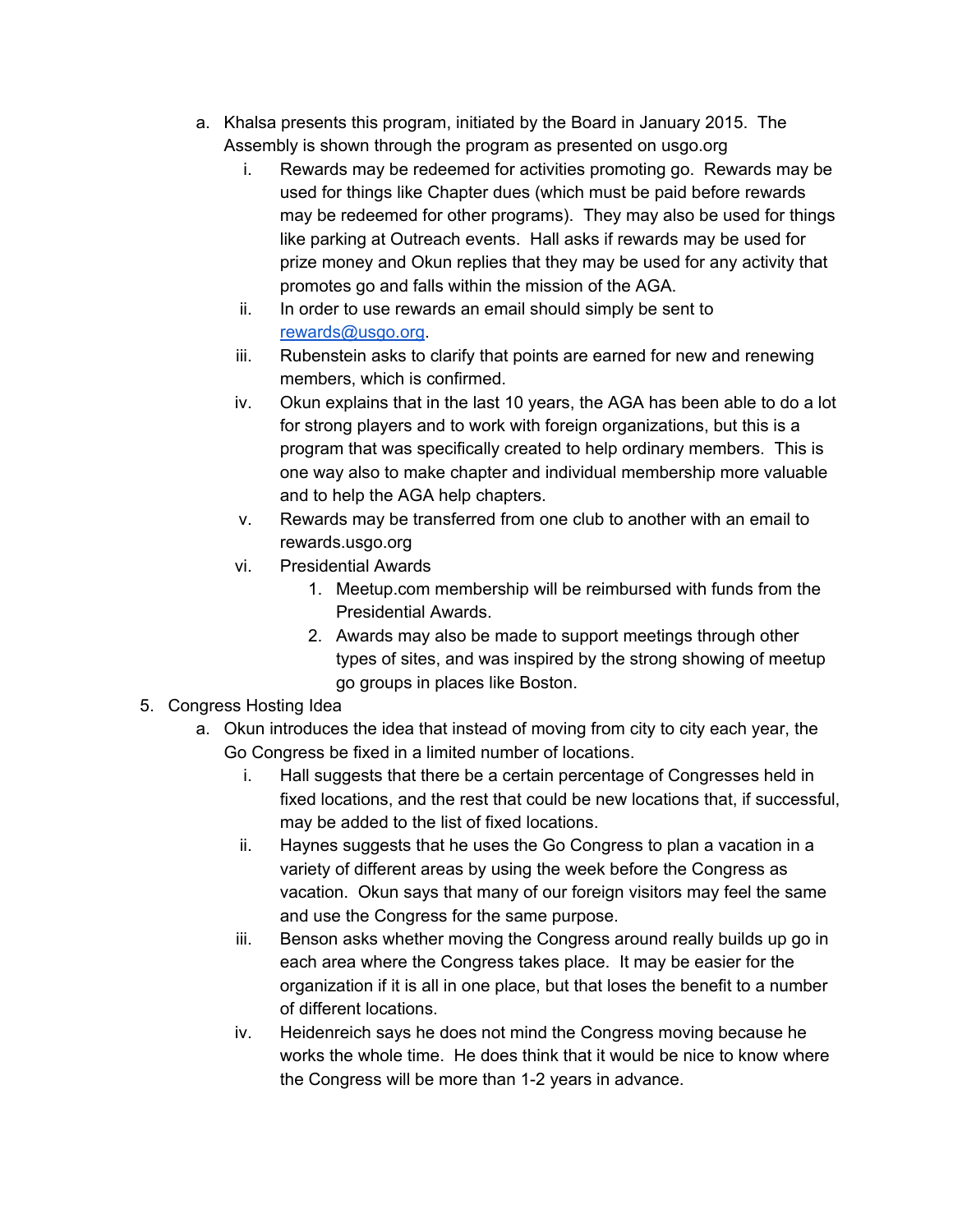a. Khalsa presents this program, initiated by the Board in January 2015. The Assembly is shown through the program as presented on usgo.org
    i. Rewards may be redeemed for activities promoting go. Rewards may be used for things like Chapter dues (which must be paid before rewards may be redeemed for other programs). They may also be used for things like parking at Outreach events. Hall asks if rewards may be used for prize money and Okun replies that they may be used for any activity that promotes go and falls within the mission of the AGA.
    ii. In order to use rewards an email should simply be sent to [rewards@usgo.org](mailto:rewards@usgo.org).
    iii. Rubenstein asks to clarify that points are earned for new and renewing members, which is confirmed.
    iv. Okun explains that in the last 10 years, the AGA has been able to do a lot for strong players and to work with foreign organizations, but this is a program that was specifically created to help ordinary members. This is one way also to make chapter and individual membership more valuable and to help the AGA help chapters.
    v. Rewards may be transferred from one club to another with an email to rewards.usgo.org
    vi. Presidential Awards
        1. Meetup.com membership will be reimbursed with funds from the Presidential Awards.
        2. Awards may also be made to support meetings through other types of sites, and was inspired by the strong showing of meetup go groups in places like Boston.

5. Congress Hosting Idea
    a. Okun introduces the idea that instead of moving from city to city each year, the Go Congress be fixed in a limited number of locations.
        i. Hall suggests that there be a certain percentage of Congresses held in fixed locations, and the rest that could be new locations that, if successful, may be added to the list of fixed locations.
        ii. Haynes suggests that he uses the Go Congress to plan a vacation in a variety of different areas by using the week before the Congress as vacation. Okun says that many of our foreign visitors may feel the same and use the Congress for the same purpose.
        iii. Benson asks whether moving the Congress around really builds up go in each area where the Congress takes place. It may be easier for the organization if it is all in one place, but that loses the benefit to a number of different locations.
        iv. Heidenreich says he does not mind the Congress moving because he works the whole time. He does think that it would be nice to know where the Congress will be more than 1-2 years in advance.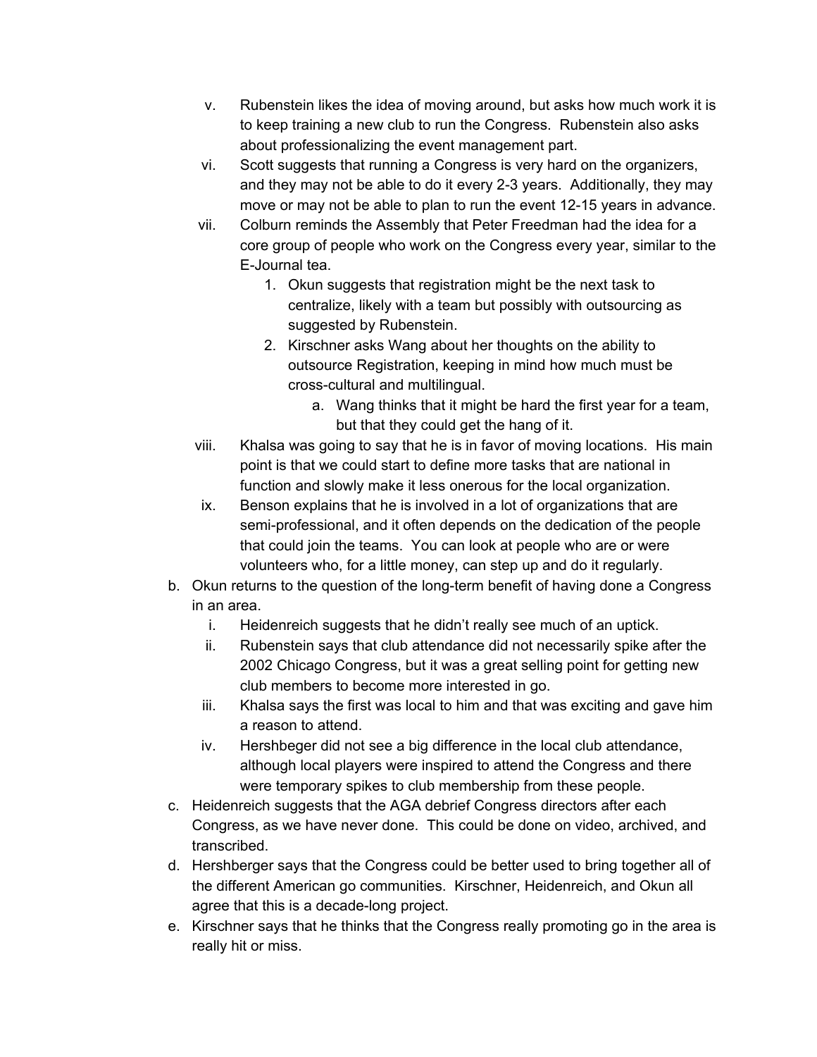- v. Rubenstein likes the idea of moving around, but asks how much work it is to keep training a new club to run the Congress. Rubenstein also asks about professionalizing the event management part.
- vi. Scott suggests that running a Congress is very hard on the organizers, and they may not be able to do it every 2-3 years. Additionally, they may move or may not be able to plan to run the event 12-15 years in advance.
- vii. Colburn reminds the Assembly that Peter Freedman had the idea for a core group of people who work on the Congress every year, similar to the E-Journal tea.
    1. Okun suggests that registration might be the next task to centralize, likely with a team but possibly with outsourcing as suggested by Rubenstein.
    2. Kirschner asks Wang about her thoughts on the ability to outsource Registration, keeping in mind how much must be cross-cultural and multilingual.
        - a. Wang thinks that it might be hard the first year for a team, but that they could get the hang of it.
- viii. Khalsa was going to say that he is in favor of moving locations. His main point is that we could start to define more tasks that are national in function and slowly make it less onerous for the local organization.
- ix. Benson explains that he is involved in a lot of organizations that are semi-professional, and it often depends on the dedication of the people that could join the teams. You can look at people who are or were volunteers who, for a little money, can step up and do it regularly.

b. Okun returns to the question of the long-term benefit of having done a Congress in an area.
- i. Heidenreich suggests that he didn't really see much of an uptick.
- ii. Rubenstein says that club attendance did not necessarily spike after the 2002 Chicago Congress, but it was a great selling point for getting new club members to become more interested in go.
- iii. Khalsa says the first was local to him and that was exciting and gave him a reason to attend.
- iv. Hershbeger did not see a big difference in the local club attendance, although local players were inspired to attend the Congress and there were temporary spikes to club membership from these people.

c. Heidenreich suggests that the AGA debrief Congress directors after each Congress, as we have never done. This could be done on video, archived, and transcribed.

d. Hershberger says that the Congress could be better used to bring together all of the different American go communities. Kirschner, Heidenreich, and Okun all agree that this is a decade-long project.

e. Kirschner says that he thinks that the Congress really promoting go in the area is really hit or miss.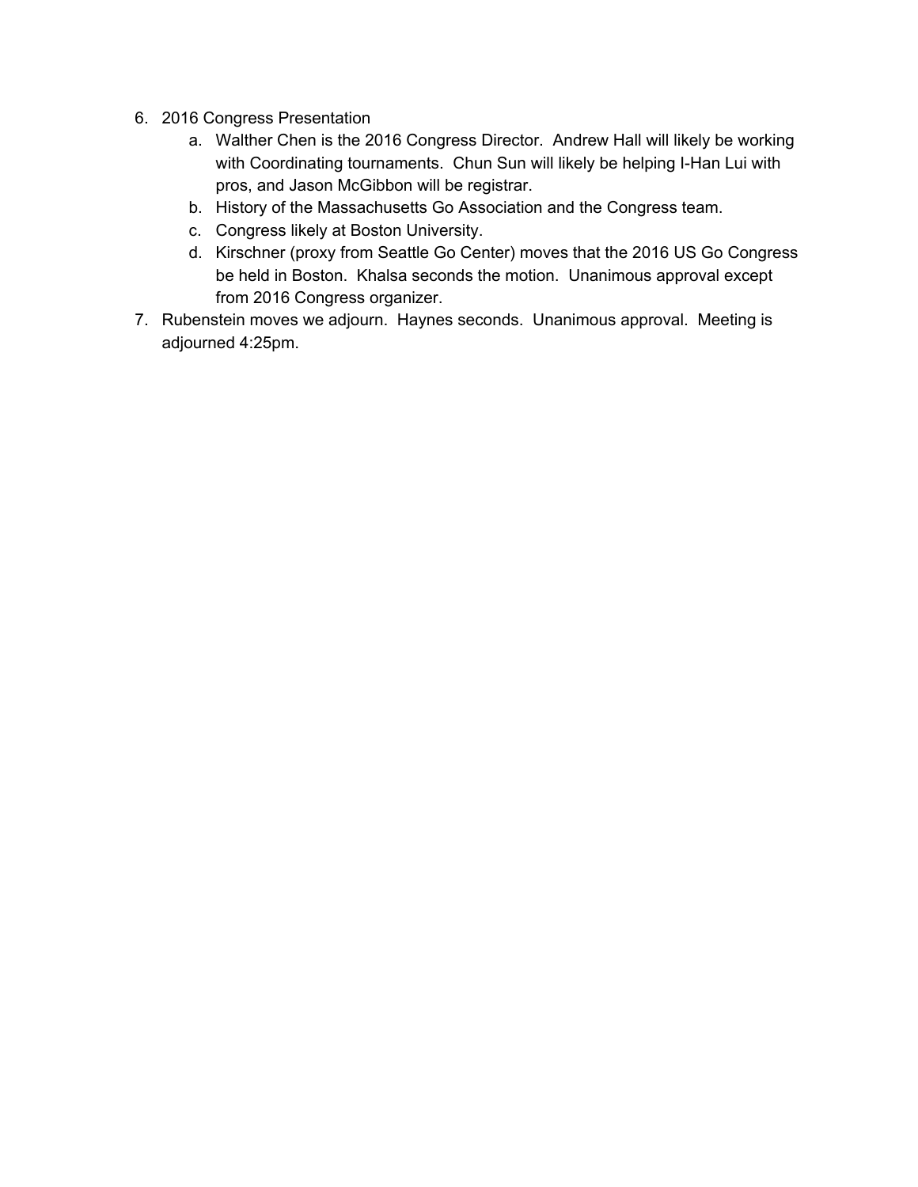6. 2016 Congress Presentation
    a. Walther Chen is the 2016 Congress Director. Andrew Hall will likely be working with Coordinating tournaments. Chun Sun will likely be helping I-Han Lui with pros, and Jason McGibbon will be registrar.
    b. History of the Massachusetts Go Association and the Congress team.
    c. Congress likely at Boston University.
    d. Kirschner (proxy from Seattle Go Center) moves that the 2016 US Go Congress be held in Boston. Khalsa seconds the motion. Unanimous approval except from 2016 Congress organizer.
7. Rubenstein moves we adjourn. Haynes seconds. Unanimous approval. Meeting is adjourned 4:25pm.